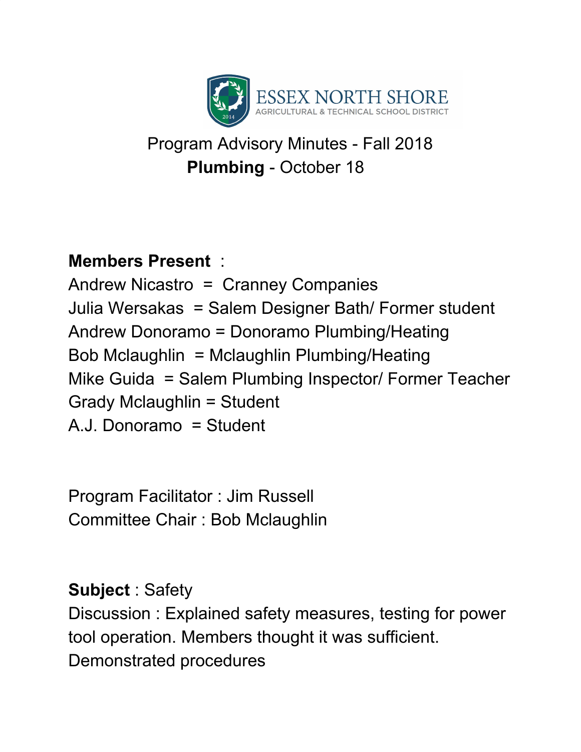ESSEX NORTH SHORE
AGRICULTURAL & TECHNICAL SCHOOL DISTRICT

# Program Advisory Minutes - Fall 2018

## **Plumbing** - October 18

**Members Present** :

Andrew Nicastro = Cranney Companies
Julia Wersakas = Salem Designer Bath/ Former student
Andrew Donoramo = Donoramo Plumbing/Heating
Bob Mclaughlin = Mclaughlin Plumbing/Heating
Mike Guida = Salem Plumbing Inspector/ Former Teacher
Grady Mclaughlin = Student
A.J. Donoramo = Student

Program Facilitator : Jim Russell
Committee Chair : Bob Mclaughlin

**Subject** : Safety
Discussion : Explained safety measures, testing for power tool operation. Members thought it was sufficient. Demonstrated procedures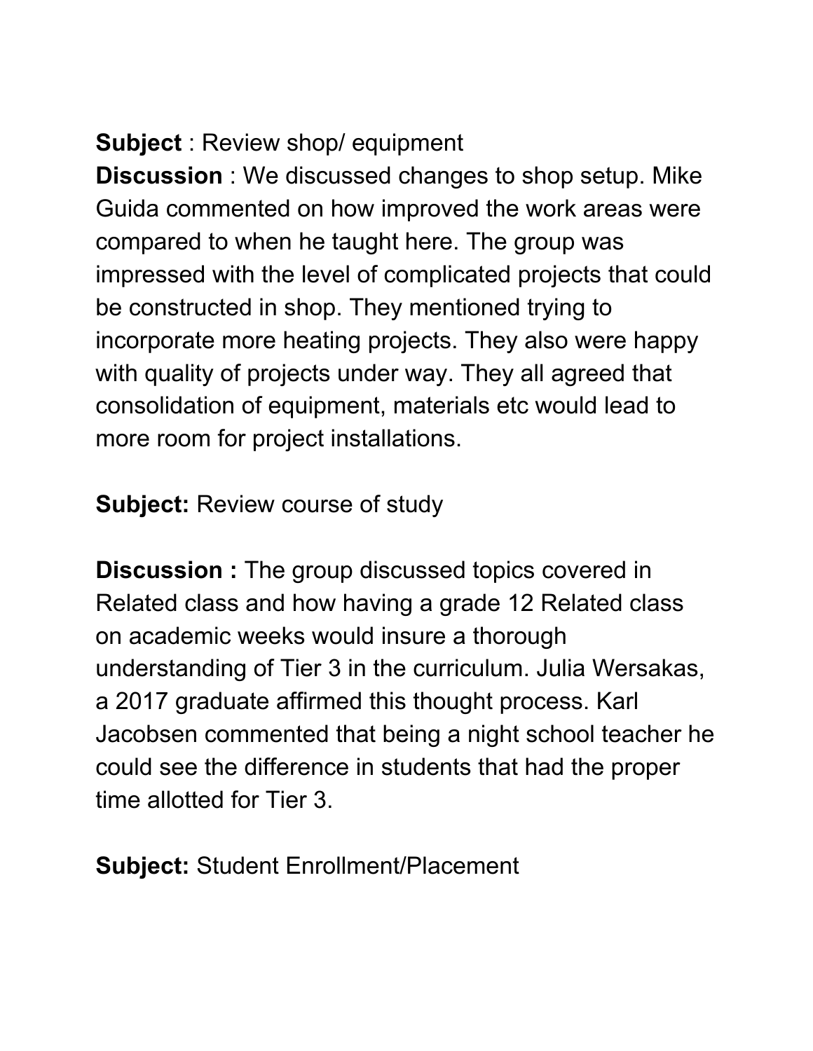**Subject** : Review shop/ equipment

**Discussion** : We discussed changes to shop setup. Mike Guida commented on how improved the work areas were compared to when he taught here. The group was impressed with the level of complicated projects that could be constructed in shop. They mentioned trying to incorporate more heating projects. They also were happy with quality of projects under way. They all agreed that consolidation of equipment, materials etc would lead to more room for project installations.

**Subject:** Review course of study

**Discussion :** The group discussed topics covered in Related class and how having a grade 12 Related class on academic weeks would insure a thorough understanding of Tier 3 in the curriculum. Julia Wersakas, a 2017 graduate affirmed this thought process. Karl Jacobsen commented that being a night school teacher he could see the difference in students that had the proper time allotted for Tier 3.

**Subject:** Student Enrollment/Placement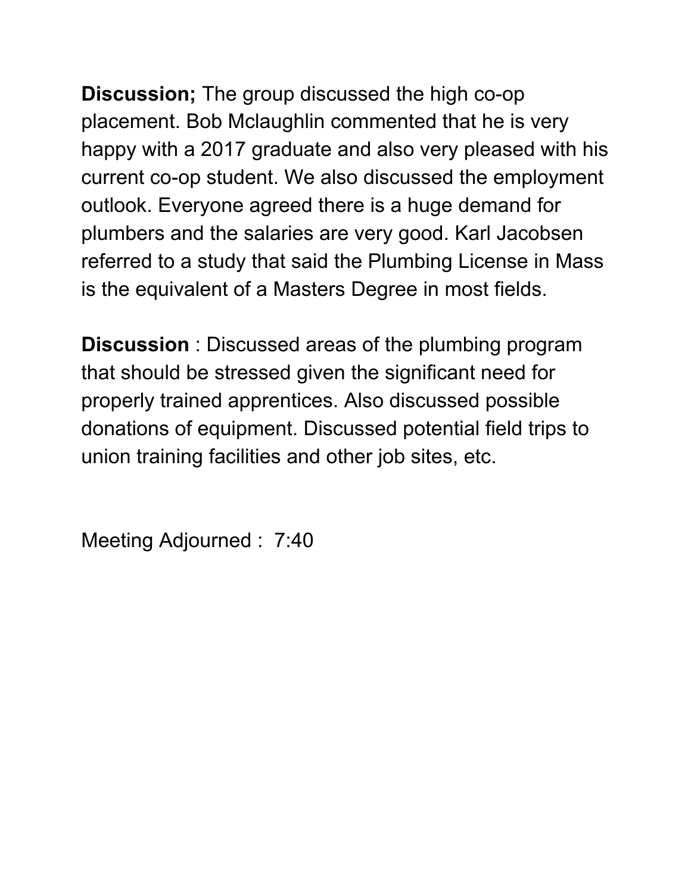**Discussion;** The group discussed the high co-op placement. Bob Mclaughlin commented that he is very happy with a 2017 graduate and also very pleased with his current co-op student. We also discussed the employment outlook. Everyone agreed there is a huge demand for plumbers and the salaries are very good. Karl Jacobsen referred to a study that said the Plumbing License in Mass is the equivalent of a Masters Degree in most fields.

**Discussion** : Discussed areas of the plumbing program that should be stressed given the significant need for properly trained apprentices. Also discussed possible donations of equipment. Discussed potential field trips to union training facilities and other job sites, etc.

Meeting Adjourned : 7:40